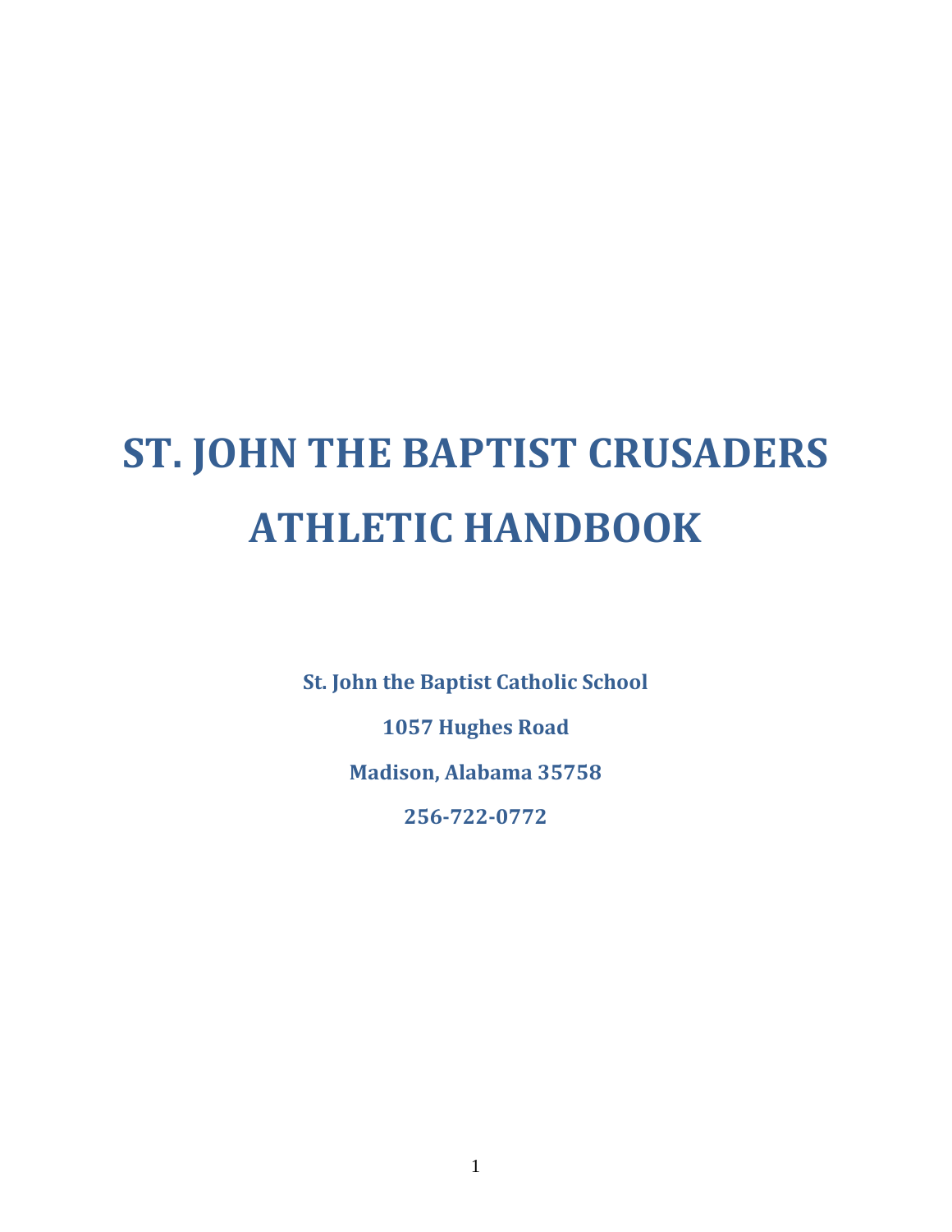# ST. JOHN THE BAPTIST CRUSADERS ATHLETIC HANDBOOK

**St. John the Baptist Catholic School**

**1057 Hughes Road**

**Madison, Alabama 35758**

**256-722-0772**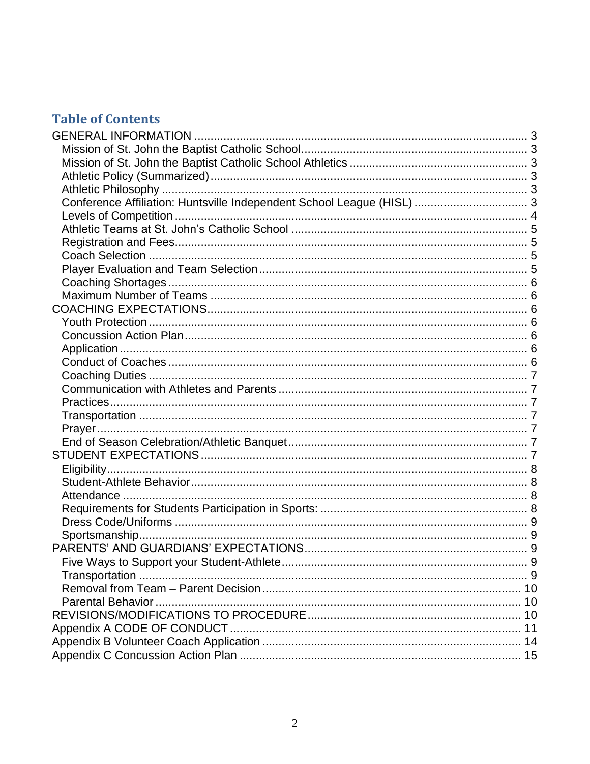## Table of Contents

GENERAL INFORMATION ........................................................................................................ 3
- Mission of St. John the Baptist Catholic School ........................................................................ 3
- Mission of St. John the Baptist Catholic School Athletics ........................................................ 3
- Athletic Policy (Summarized) .................................................................................................... 3
- Athletic Philosophy ................................................................................................................... 3
- Conference Affiliation: Huntsville Independent School League (HISL) .................................... 3
- Levels of Competition ............................................................................................................... 4
- Athletic Teams at St. John's Catholic School ............................................................................ 5
- Registration and Fees ................................................................................................................ 5
- Coach Selection ........................................................................................................................ 5
- Player Evaluation and Team Selection ...................................................................................... 5
- Coaching Shortages .................................................................................................................. 6
- Maximum Number of Teams .................................................................................................... 6

COACHING EXPECTATIONS ................................................................................................... 6
- Youth Protection ....................................................................................................................... 6
- Concussion Action Plan ............................................................................................................ 6
- Application ................................................................................................................................ 6
- Conduct of Coaches .................................................................................................................. 6
- Coaching Duties ........................................................................................................................ 7
- Communication with Athletes and Parents ............................................................................... 7
- Practices .................................................................................................................................... 7
- Transportation ........................................................................................................................... 7
- Prayer ........................................................................................................................................ 7
- End of Season Celebration/Athletic Banquet ........................................................................... 7

STUDENT EXPECTATIONS ..................................................................................................... 7
- Eligibility .................................................................................................................................... 8
- Student-Athlete Behavior .......................................................................................................... 8
- Attendance ................................................................................................................................ 8
- Requirements for Students Participation in Sports: .................................................................. 8
- Dress Code/Uniforms ................................................................................................................ 9
- Sportsmanship ........................................................................................................................... 9

PARENTS' AND GUARDIANS' EXPECTATIONS ..................................................................... 9
- Five Ways to Support your Student-Athlete .............................................................................. 9
- Transportation ........................................................................................................................... 9
- Removal from Team – Parent Decision .................................................................................. 10
- Parental Behavior .................................................................................................................... 10

REVISIONS/MODIFICATIONS TO PROCEDURE .................................................................. 10

Appendix A CODE OF CONDUCT .......................................................................................... 11

Appendix B Volunteer Coach Application ................................................................................ 14

Appendix C Concussion Action Plan ....................................................................................... 15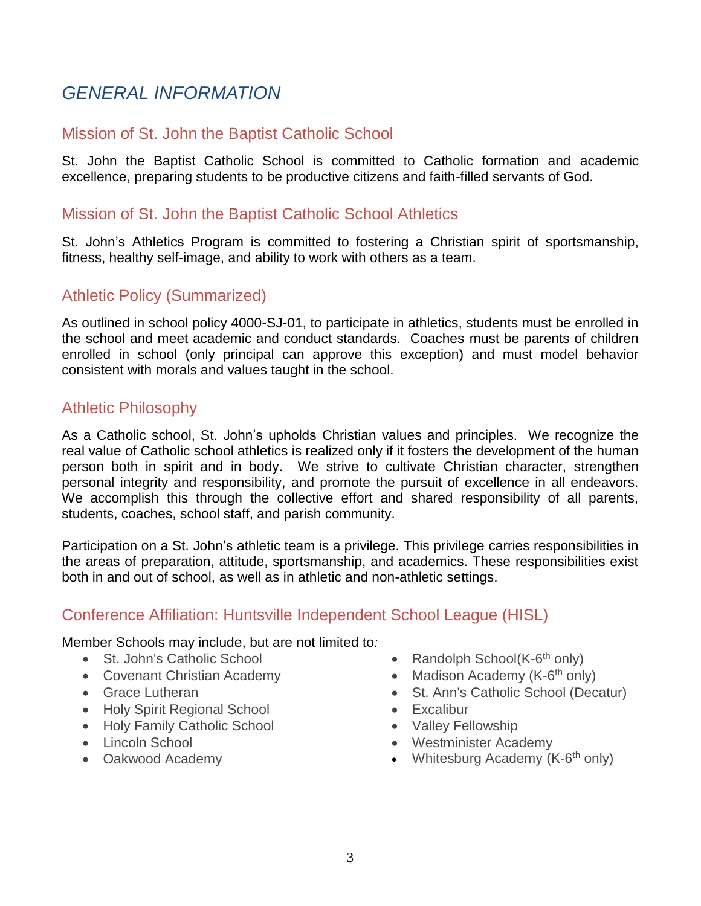# *GENERAL INFORMATION*

## Mission of St. John the Baptist Catholic School

St. John the Baptist Catholic School is committed to Catholic formation and academic excellence, preparing students to be productive citizens and faith-filled servants of God.

## Mission of St. John the Baptist Catholic School Athletics

St. John's Athletics Program is committed to fostering a Christian spirit of sportsmanship, fitness, healthy self-image, and ability to work with others as a team.

## Athletic Policy (Summarized)

As outlined in school policy 4000-SJ-01, to participate in athletics, students must be enrolled in the school and meet academic and conduct standards. Coaches must be parents of children enrolled in school (only principal can approve this exception) and must model behavior consistent with morals and values taught in the school.

## Athletic Philosophy

As a Catholic school, St. John's upholds Christian values and principles. We recognize the real value of Catholic school athletics is realized only if it fosters the development of the human person both in spirit and in body. We strive to cultivate Christian character, strengthen personal integrity and responsibility, and promote the pursuit of excellence in all endeavors. We accomplish this through the collective effort and shared responsibility of all parents, students, coaches, school staff, and parish community.

Participation on a St. John's athletic team is a privilege. This privilege carries responsibilities in the areas of preparation, attitude, sportsmanship, and academics. These responsibilities exist both in and out of school, as well as in athletic and non-athletic settings.

## Conference Affiliation: Huntsville Independent School League (HISL)

Member Schools may include, but are not limited to*:*

- St. John's Catholic School
- Covenant Christian Academy
- Grace Lutheran
- Holy Spirit Regional School
- Holy Family Catholic School
- Lincoln School
- Oakwood Academy
- Randolph School(K-6th only)
- Madison Academy (K-6th only)
- St. Ann's Catholic School (Decatur)
- Excalibur
- Valley Fellowship
- Westminister Academy
- Whitesburg Academy (K-6th only)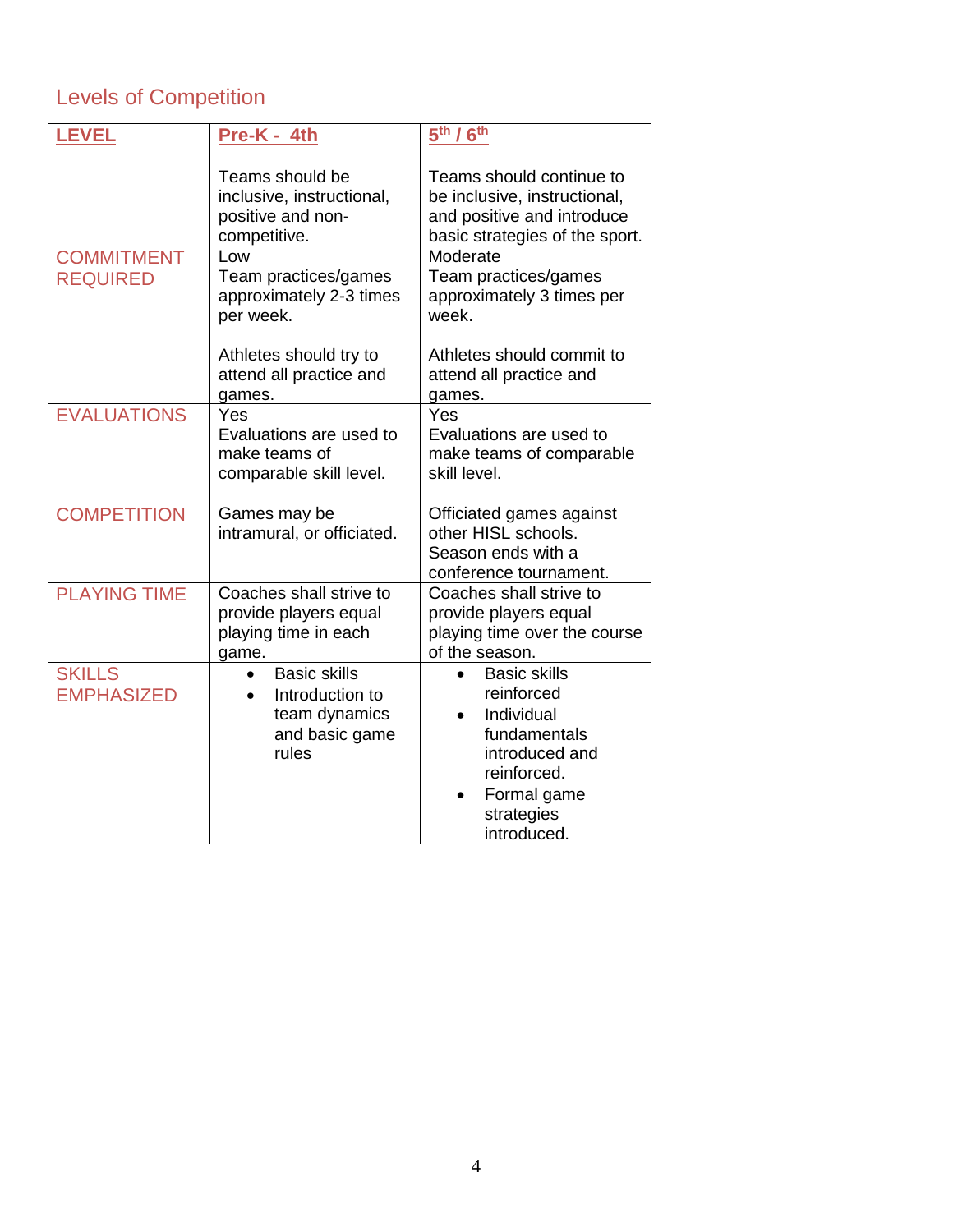## Levels of Competition

| LEVEL | Pre-K - 4th | 5th / 6th |
|---|---|---|
| | Teams should be inclusive, instructional, positive and non-competitive. | Teams should continue to be inclusive, instructional, and positive and introduce basic strategies of the sport. |
| COMMITMENT REQUIRED | Low<br>Team practices/games approximately 2-3 times per week.<br><br>Athletes should try to attend all practice and games. | Moderate<br>Team practices/games approximately 3 times per week.<br><br>Athletes should commit to attend all practice and games. |
| EVALUATIONS | Yes<br>Evaluations are used to make teams of comparable skill level. | Yes<br>Evaluations are used to make teams of comparable skill level. |
| COMPETITION | Games may be intramural, or officiated. | Officiated games against other HISL schools. Season ends with a conference tournament. |
| PLAYING TIME | Coaches shall strive to provide players equal playing time in each game. | Coaches shall strive to provide players equal playing time over the course of the season. |
| SKILLS EMPHASIZED | • Basic skills<br>• Introduction to team dynamics and basic game rules | • Basic skills reinforced<br>• Individual fundamentals introduced and reinforced.<br>• Formal game strategies introduced. |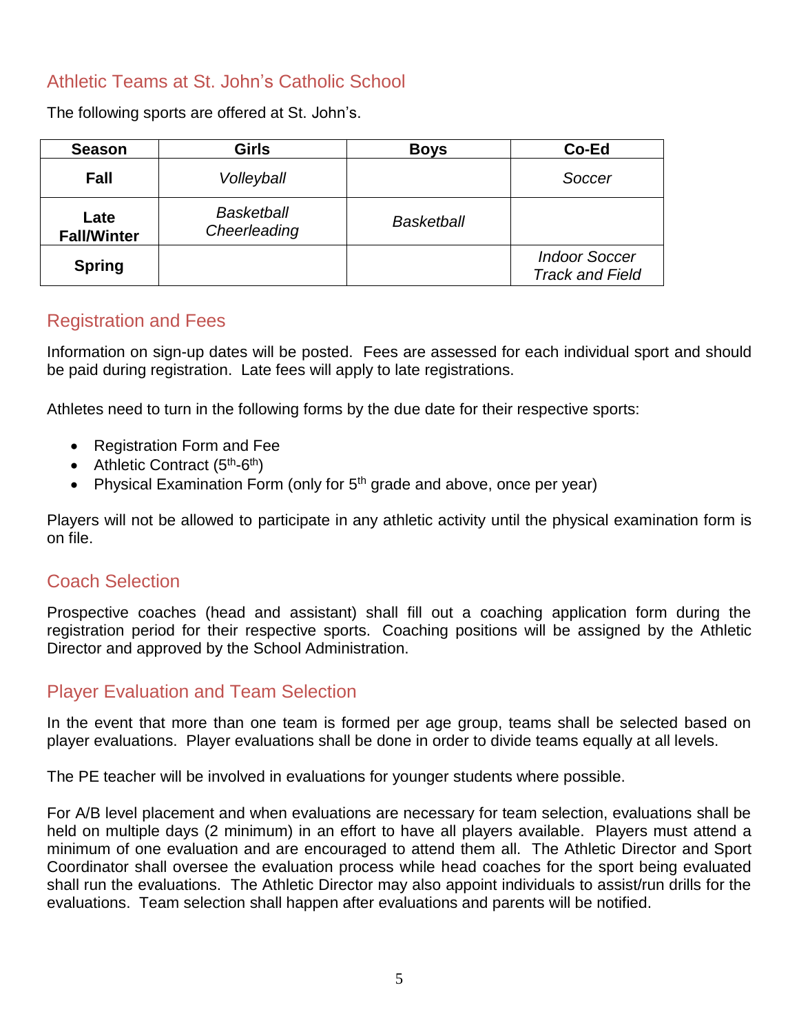## Athletic Teams at St. John's Catholic School

The following sports are offered at St. John's.

| Season | Girls | Boys | Co-Ed |
|---|---|---|---|
| **Fall** | *Volleyball* | | *Soccer* |
| **Late Fall/Winter** | *Basketball*<br>*Cheerleading* | *Basketball* | |
| **Spring** | | | *Indoor Soccer*<br>*Track and Field* |

## Registration and Fees

Information on sign-up dates will be posted. Fees are assessed for each individual sport and should be paid during registration. Late fees will apply to late registrations.

Athletes need to turn in the following forms by the due date for their respective sports:

- Registration Form and Fee
- Athletic Contract (5th-6th)
- Physical Examination Form (only for 5th grade and above, once per year)

Players will not be allowed to participate in any athletic activity until the physical examination form is on file.

## Coach Selection

Prospective coaches (head and assistant) shall fill out a coaching application form during the registration period for their respective sports. Coaching positions will be assigned by the Athletic Director and approved by the School Administration.

## Player Evaluation and Team Selection

In the event that more than one team is formed per age group, teams shall be selected based on player evaluations. Player evaluations shall be done in order to divide teams equally at all levels.

The PE teacher will be involved in evaluations for younger students where possible.

For A/B level placement and when evaluations are necessary for team selection, evaluations shall be held on multiple days (2 minimum) in an effort to have all players available. Players must attend a minimum of one evaluation and are encouraged to attend them all. The Athletic Director and Sport Coordinator shall oversee the evaluation process while head coaches for the sport being evaluated shall run the evaluations. The Athletic Director may also appoint individuals to assist/run drills for the evaluations. Team selection shall happen after evaluations and parents will be notified.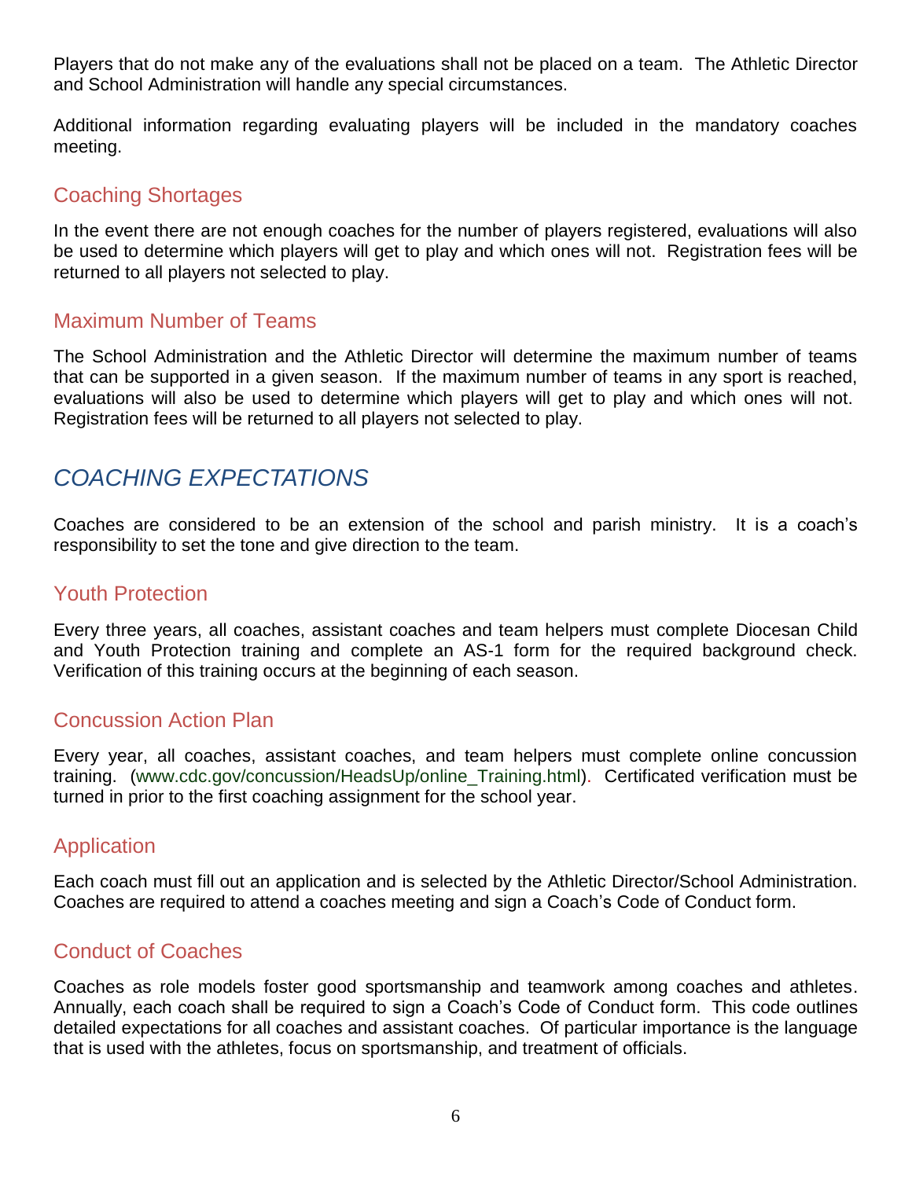Players that do not make any of the evaluations shall not be placed on a team. The Athletic Director and School Administration will handle any special circumstances.

Additional information regarding evaluating players will be included in the mandatory coaches meeting.

### Coaching Shortages

In the event there are not enough coaches for the number of players registered, evaluations will also be used to determine which players will get to play and which ones will not. Registration fees will be returned to all players not selected to play.

### Maximum Number of Teams

The School Administration and the Athletic Director will determine the maximum number of teams that can be supported in a given season. If the maximum number of teams in any sport is reached, evaluations will also be used to determine which players will get to play and which ones will not. Registration fees will be returned to all players not selected to play.

## *COACHING EXPECTATIONS*

Coaches are considered to be an extension of the school and parish ministry. It is a coach's responsibility to set the tone and give direction to the team.

### Youth Protection

Every three years, all coaches, assistant coaches and team helpers must complete Diocesan Child and Youth Protection training and complete an AS-1 form for the required background check. Verification of this training occurs at the beginning of each season.

### Concussion Action Plan

Every year, all coaches, assistant coaches, and team helpers must complete online concussion training. (www.cdc.gov/concussion/HeadsUp/online_Training.html). Certificated verification must be turned in prior to the first coaching assignment for the school year.

### Application

Each coach must fill out an application and is selected by the Athletic Director/School Administration. Coaches are required to attend a coaches meeting and sign a Coach's Code of Conduct form.

### Conduct of Coaches

Coaches as role models foster good sportsmanship and teamwork among coaches and athletes. Annually, each coach shall be required to sign a Coach's Code of Conduct form. This code outlines detailed expectations for all coaches and assistant coaches. Of particular importance is the language that is used with the athletes, focus on sportsmanship, and treatment of officials.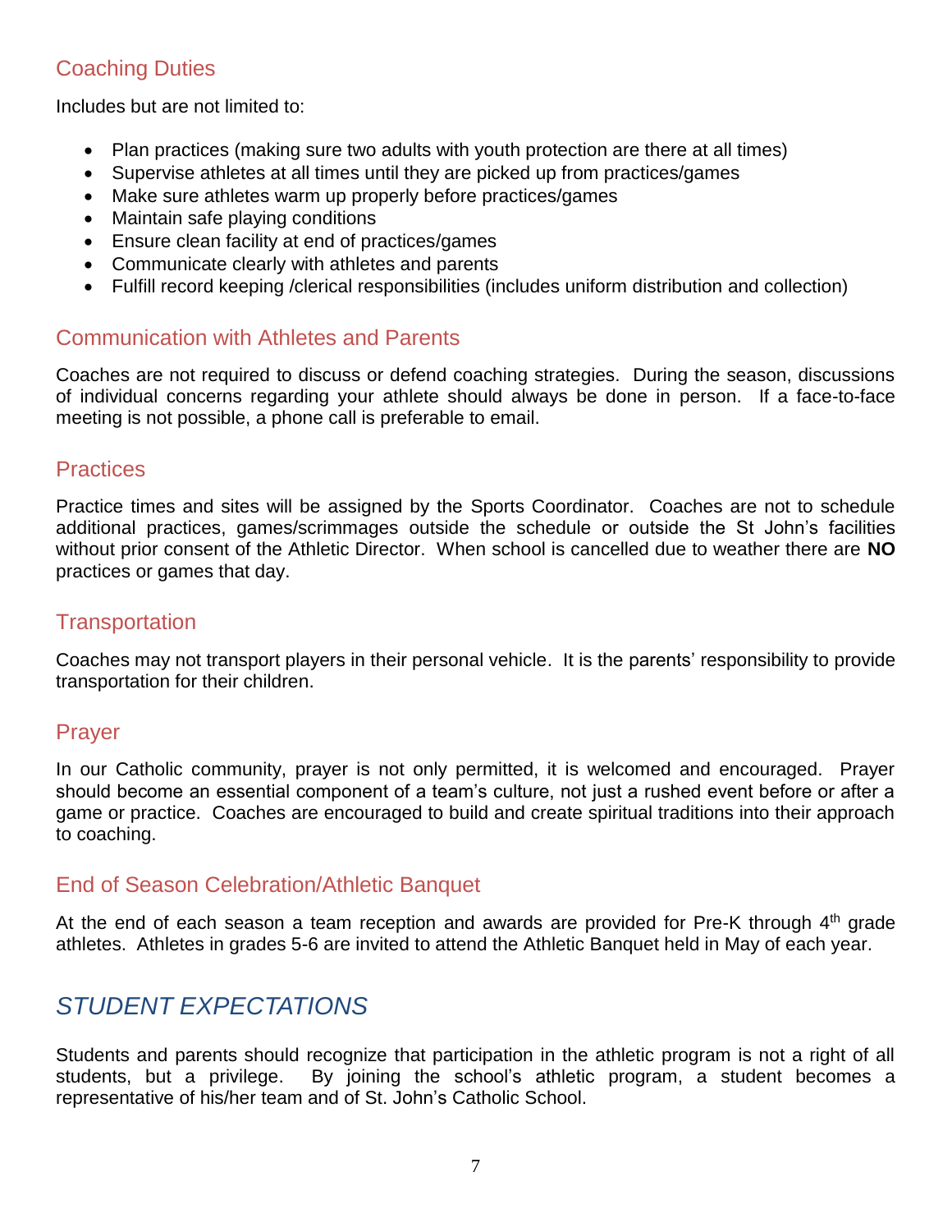## Coaching Duties

Includes but are not limited to:

- Plan practices (making sure two adults with youth protection are there at all times)
- Supervise athletes at all times until they are picked up from practices/games
- Make sure athletes warm up properly before practices/games
- Maintain safe playing conditions
- Ensure clean facility at end of practices/games
- Communicate clearly with athletes and parents
- Fulfill record keeping /clerical responsibilities (includes uniform distribution and collection)

## Communication with Athletes and Parents

Coaches are not required to discuss or defend coaching strategies. During the season, discussions of individual concerns regarding your athlete should always be done in person. If a face-to-face meeting is not possible, a phone call is preferable to email.

## Practices

Practice times and sites will be assigned by the Sports Coordinator. Coaches are not to schedule additional practices, games/scrimmages outside the schedule or outside the St John's facilities without prior consent of the Athletic Director. When school is cancelled due to weather there are **NO** practices or games that day.

## Transportation

Coaches may not transport players in their personal vehicle. It is the parents' responsibility to provide transportation for their children.

## Prayer

In our Catholic community, prayer is not only permitted, it is welcomed and encouraged. Prayer should become an essential component of a team's culture, not just a rushed event before or after a game or practice. Coaches are encouraged to build and create spiritual traditions into their approach to coaching.

## End of Season Celebration/Athletic Banquet

At the end of each season a team reception and awards are provided for Pre-K through 4th grade athletes. Athletes in grades 5-6 are invited to attend the Athletic Banquet held in May of each year.

# *STUDENT EXPECTATIONS*

Students and parents should recognize that participation in the athletic program is not a right of all students, but a privilege. By joining the school's athletic program, a student becomes a representative of his/her team and of St. John's Catholic School.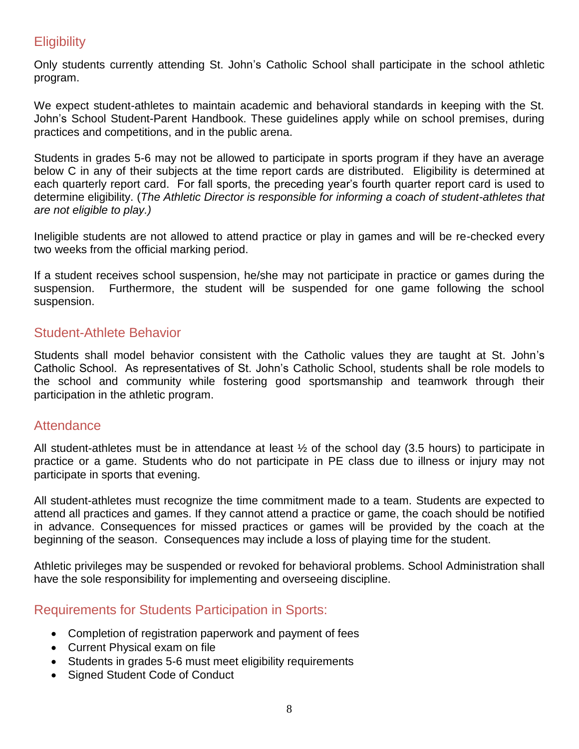## Eligibility

Only students currently attending St. John's Catholic School shall participate in the school athletic program.

We expect student-athletes to maintain academic and behavioral standards in keeping with the St. John's School Student-Parent Handbook. These guidelines apply while on school premises, during practices and competitions, and in the public arena.

Students in grades 5-6 may not be allowed to participate in sports program if they have an average below C in any of their subjects at the time report cards are distributed. Eligibility is determined at each quarterly report card. For fall sports, the preceding year's fourth quarter report card is used to determine eligibility. (*The Athletic Director is responsible for informing a coach of student-athletes that are not eligible to play.)*

Ineligible students are not allowed to attend practice or play in games and will be re-checked every two weeks from the official marking period.

If a student receives school suspension, he/she may not participate in practice or games during the suspension. Furthermore, the student will be suspended for one game following the school suspension.

## Student-Athlete Behavior

Students shall model behavior consistent with the Catholic values they are taught at St. John's Catholic School. As representatives of St. John's Catholic School, students shall be role models to the school and community while fostering good sportsmanship and teamwork through their participation in the athletic program.

## Attendance

All student-athletes must be in attendance at least ½ of the school day (3.5 hours) to participate in practice or a game. Students who do not participate in PE class due to illness or injury may not participate in sports that evening.

All student-athletes must recognize the time commitment made to a team. Students are expected to attend all practices and games. If they cannot attend a practice or game, the coach should be notified in advance. Consequences for missed practices or games will be provided by the coach at the beginning of the season. Consequences may include a loss of playing time for the student.

Athletic privileges may be suspended or revoked for behavioral problems. School Administration shall have the sole responsibility for implementing and overseeing discipline.

## Requirements for Students Participation in Sports:

- Completion of registration paperwork and payment of fees
- Current Physical exam on file
- Students in grades 5-6 must meet eligibility requirements
- Signed Student Code of Conduct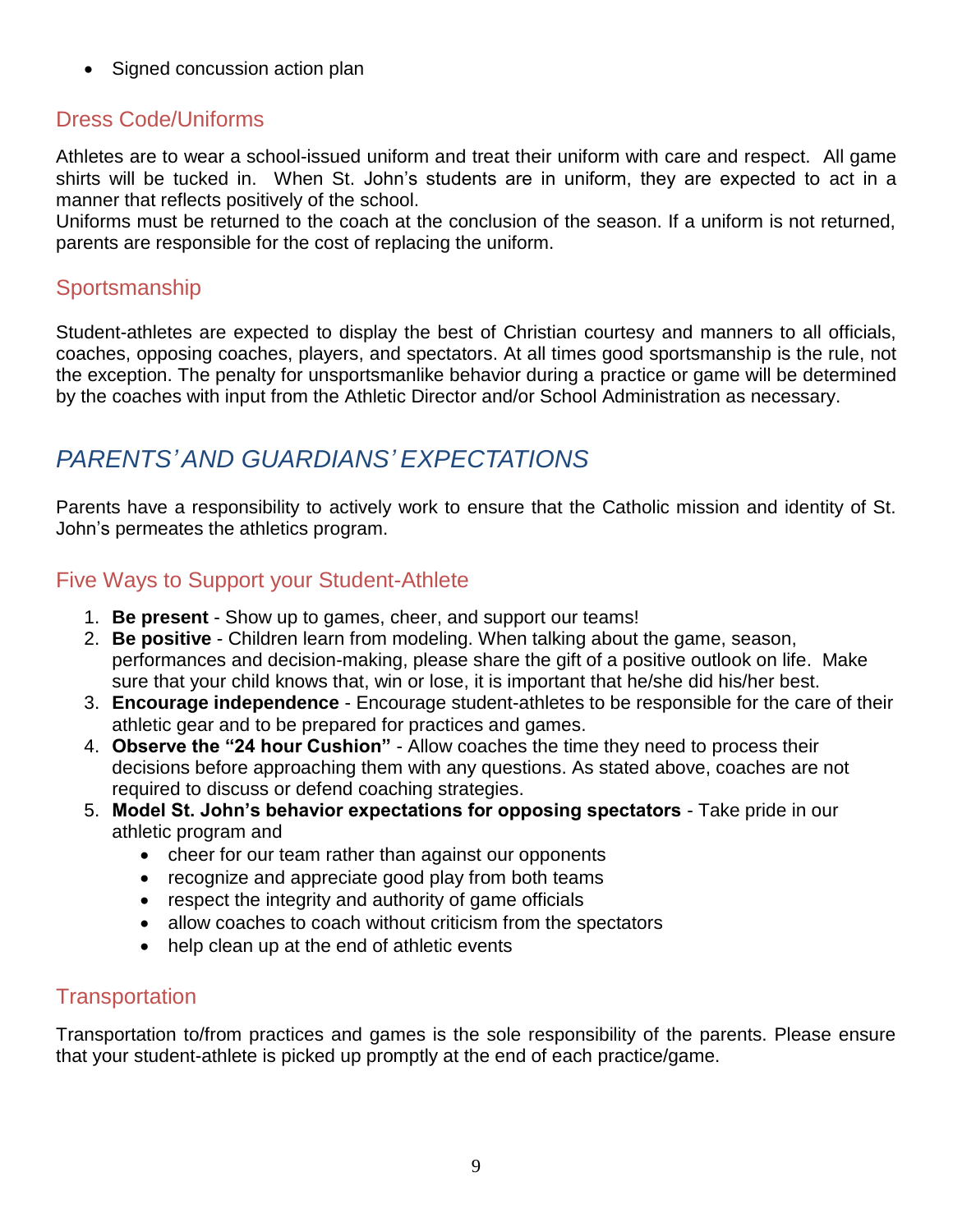- Signed concussion action plan

## Dress Code/Uniforms

Athletes are to wear a school-issued uniform and treat their uniform with care and respect. All game shirts will be tucked in. When St. John's students are in uniform, they are expected to act in a manner that reflects positively of the school.
Uniforms must be returned to the coach at the conclusion of the season. If a uniform is not returned, parents are responsible for the cost of replacing the uniform.

## Sportsmanship

Student-athletes are expected to display the best of Christian courtesy and manners to all officials, coaches, opposing coaches, players, and spectators. At all times good sportsmanship is the rule, not the exception. The penalty for unsportsmanlike behavior during a practice or game will be determined by the coaches with input from the Athletic Director and/or School Administration as necessary.

# *PARENTS' AND GUARDIANS' EXPECTATIONS*

Parents have a responsibility to actively work to ensure that the Catholic mission and identity of St. John's permeates the athletics program.

## Five Ways to Support your Student-Athlete

1. **Be present** - Show up to games, cheer, and support our teams!
2. **Be positive** - Children learn from modeling. When talking about the game, season, performances and decision-making, please share the gift of a positive outlook on life. Make sure that your child knows that, win or lose, it is important that he/she did his/her best.
3. **Encourage independence** - Encourage student-athletes to be responsible for the care of their athletic gear and to be prepared for practices and games.
4. **Observe the "24 hour Cushion"** - Allow coaches the time they need to process their decisions before approaching them with any questions. As stated above, coaches are not required to discuss or defend coaching strategies.
5. **Model St. John's behavior expectations for opposing spectators** - Take pride in our athletic program and
   - cheer for our team rather than against our opponents
   - recognize and appreciate good play from both teams
   - respect the integrity and authority of game officials
   - allow coaches to coach without criticism from the spectators
   - help clean up at the end of athletic events

## Transportation

Transportation to/from practices and games is the sole responsibility of the parents. Please ensure that your student-athlete is picked up promptly at the end of each practice/game.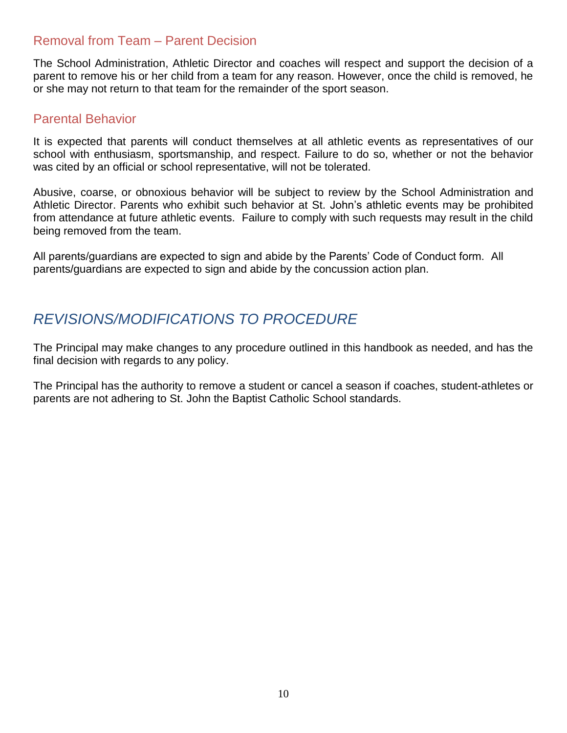### Removal from Team – Parent Decision

The School Administration, Athletic Director and coaches will respect and support the decision of a parent to remove his or her child from a team for any reason. However, once the child is removed, he or she may not return to that team for the remainder of the sport season.

### Parental Behavior

It is expected that parents will conduct themselves at all athletic events as representatives of our school with enthusiasm, sportsmanship, and respect. Failure to do so, whether or not the behavior was cited by an official or school representative, will not be tolerated.

Abusive, coarse, or obnoxious behavior will be subject to review by the School Administration and Athletic Director. Parents who exhibit such behavior at St. John's athletic events may be prohibited from attendance at future athletic events. Failure to comply with such requests may result in the child being removed from the team.

All parents/guardians are expected to sign and abide by the Parents' Code of Conduct form. All parents/guardians are expected to sign and abide by the concussion action plan.

## *REVISIONS/MODIFICATIONS TO PROCEDURE*

The Principal may make changes to any procedure outlined in this handbook as needed, and has the final decision with regards to any policy.

The Principal has the authority to remove a student or cancel a season if coaches, student-athletes or parents are not adhering to St. John the Baptist Catholic School standards.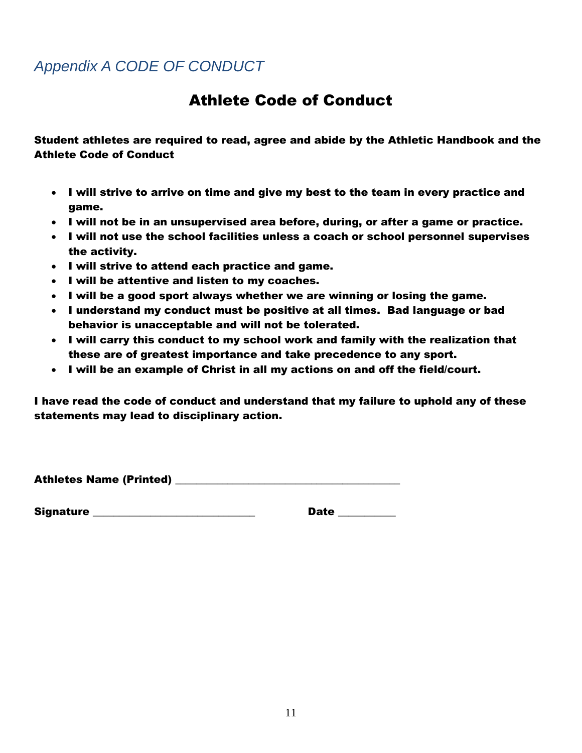## *Appendix A CODE OF CONDUCT*

# Athlete Code of Conduct

**Student athletes are required to read, agree and abide by the Athletic Handbook and the Athlete Code of Conduct**

- **I will strive to arrive on time and give my best to the team in every practice and game.**
- **I will not be in an unsupervised area before, during, or after a game or practice.**
- **I will not use the school facilities unless a coach or school personnel supervises the activity.**
- **I will strive to attend each practice and game.**
- **I will be attentive and listen to my coaches.**
- **I will be a good sport always whether we are winning or losing the game.**
- **I understand my conduct must be positive at all times. Bad language or bad behavior is unacceptable and will not be tolerated.**
- **I will carry this conduct to my school work and family with the realization that these are of greatest importance and take precedence to any sport.**
- **I will be an example of Christ in all my actions on and off the field/court.**

**I have read the code of conduct and understand that my failure to uphold any of these statements may lead to disciplinary action.**

**Athletes Name (Printed)** ______________________________________

**Signature** ____________________________ **Date** __________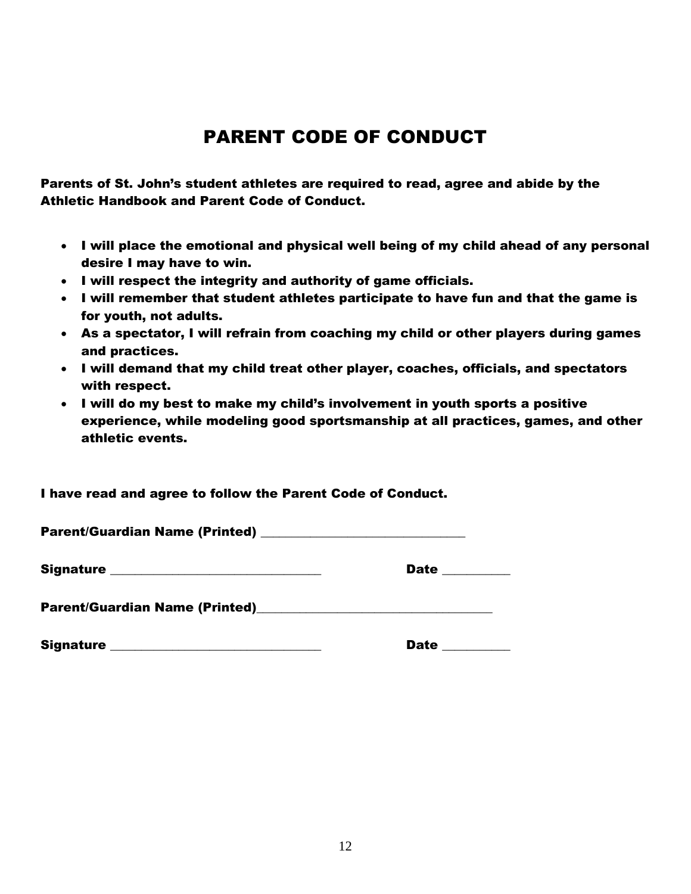# PARENT CODE OF CONDUCT

**Parents of St. John's student athletes are required to read, agree and abide by the Athletic Handbook and Parent Code of Conduct.**

- **I will place the emotional and physical well being of my child ahead of any personal desire I may have to win.**
- **I will respect the integrity and authority of game officials.**
- **I will remember that student athletes participate to have fun and that the game is for youth, not adults.**
- **As a spectator, I will refrain from coaching my child or other players during games and practices.**
- **I will demand that my child treat other player, coaches, officials, and spectators with respect.**
- **I will do my best to make my child's involvement in youth sports a positive experience, while modeling good sportsmanship at all practices, games, and other athletic events.**

**I have read and agree to follow the Parent Code of Conduct.**

**Parent/Guardian Name (Printed)** _______________________________

**Signature** _______________________________ **Date** __________

**Parent/Guardian Name (Printed)**___________________________________

**Signature** _______________________________ **Date** __________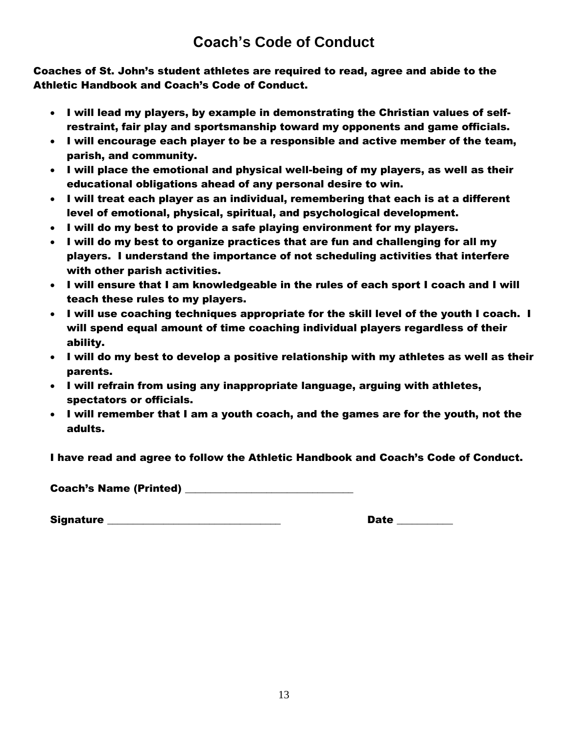# Coach's Code of Conduct

**Coaches of St. John's student athletes are required to read, agree and abide to the Athletic Handbook and Coach's Code of Conduct.**

- **I will lead my players, by example in demonstrating the Christian values of self-restraint, fair play and sportsmanship toward my opponents and game officials.**
- **I will encourage each player to be a responsible and active member of the team, parish, and community.**
- **I will place the emotional and physical well-being of my players, as well as their educational obligations ahead of any personal desire to win.**
- **I will treat each player as an individual, remembering that each is at a different level of emotional, physical, spiritual, and psychological development.**
- **I will do my best to provide a safe playing environment for my players.**
- **I will do my best to organize practices that are fun and challenging for all my players. I understand the importance of not scheduling activities that interfere with other parish activities.**
- **I will ensure that I am knowledgeable in the rules of each sport I coach and I will teach these rules to my players.**
- **I will use coaching techniques appropriate for the skill level of the youth I coach. I will spend equal amount of time coaching individual players regardless of their ability.**
- **I will do my best to develop a positive relationship with my athletes as well as their parents.**
- **I will refrain from using any inappropriate language, arguing with athletes, spectators or officials.**
- **I will remember that I am a youth coach, and the games are for the youth, not the adults.**

**I have read and agree to follow the Athletic Handbook and Coach's Code of Conduct.**

**Coach's Name (Printed)** _______________________________

**Signature** ________________________________ **Date** __________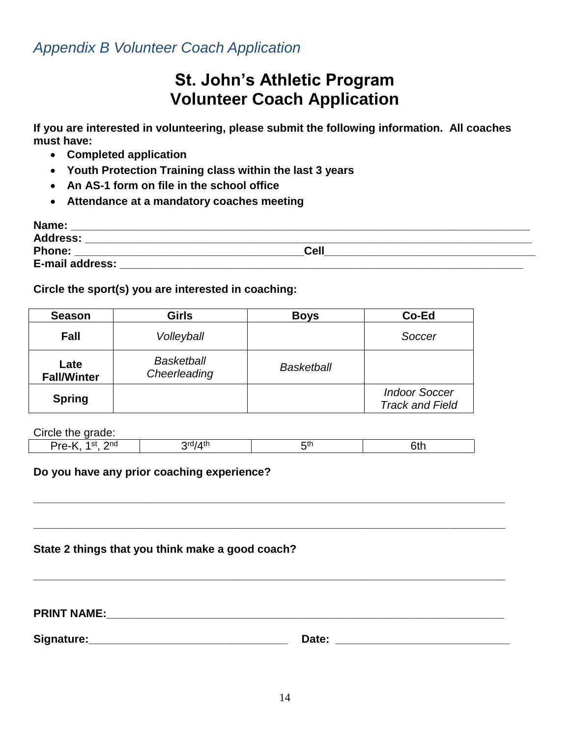*Appendix B Volunteer Coach Application*

# St. John's Athletic Program
# Volunteer Coach Application

**If you are interested in volunteering, please submit the following information. All coaches must have:**

- **Completed application**
- **Youth Protection Training class within the last 3 years**
- **An AS-1 form on file in the school office**
- **Attendance at a mandatory coaches meeting**

**Name:** ___________________________________________________________________________
**Address:** _________________________________________________________________________
**Phone:** _____________________________________**Cell**___________________________________
**E-mail address:** ____________________________________________________________________

**Circle the sport(s) you are interested in coaching:**

| Season | Girls | Boys | Co-Ed |
|---|---|---|---|
| **Fall** | *Volleyball* | | *Soccer* |
| **Late Fall/Winter** | *Basketball*<br>*Cheerleading* | *Basketball* | |
| **Spring** | | | *Indoor Soccer*<br>*Track and Field* |

Circle the grade:

| Pre-K, 1st, 2nd | 3rd/4th | 5th | 6th |
|---|---|---|---|

**Do you have any prior coaching experience?**

_____________________________________________________________________________

_____________________________________________________________________________

**State 2 things that you think make a good coach?**

_____________________________________________________________________________

**PRINT NAME:**_______________________________________________________________

**Signature:**_________________________________ **Date:** ____________________________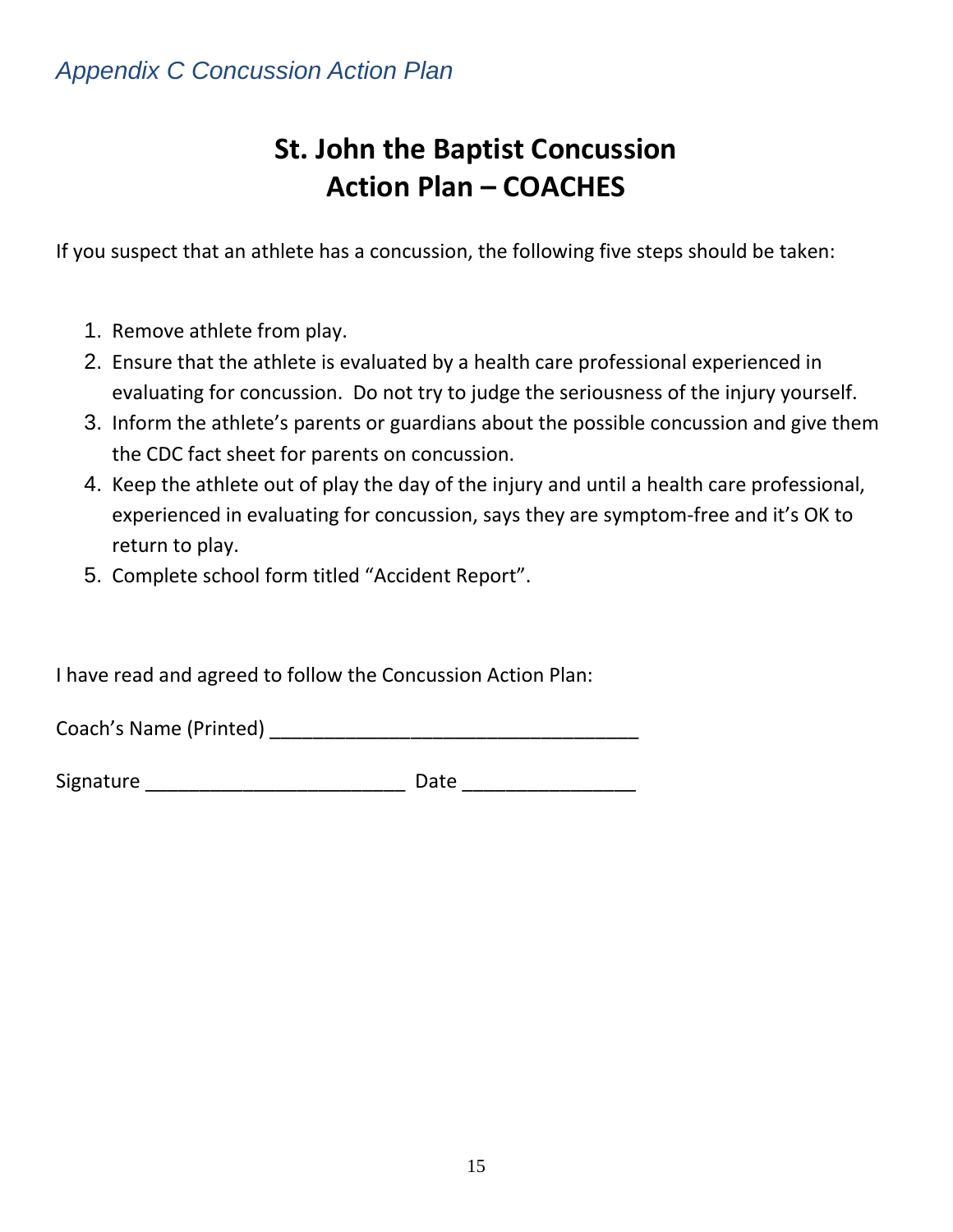*Appendix C Concussion Action Plan*

# St. John the Baptist Concussion Action Plan – COACHES

If you suspect that an athlete has a concussion, the following five steps should be taken:

1. Remove athlete from play.
2. Ensure that the athlete is evaluated by a health care professional experienced in evaluating for concussion. Do not try to judge the seriousness of the injury yourself.
3. Inform the athlete's parents or guardians about the possible concussion and give them the CDC fact sheet for parents on concussion.
4. Keep the athlete out of play the day of the injury and until a health care professional, experienced in evaluating for concussion, says they are symptom-free and it's OK to return to play.
5. Complete school form titled "Accident Report".

I have read and agreed to follow the Concussion Action Plan:

Coach's Name (Printed) __________________________________

Signature ________________________ Date ________________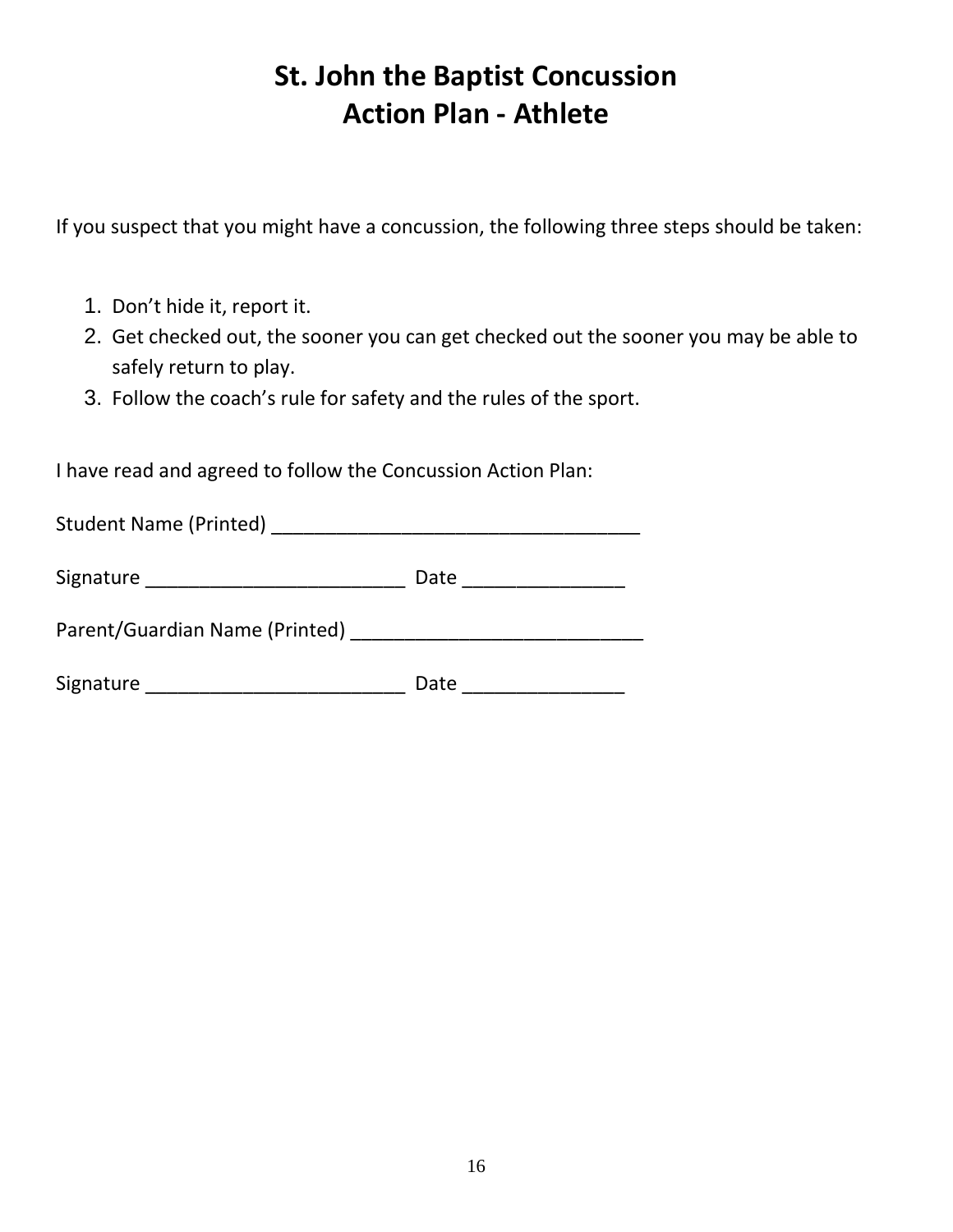# St. John the Baptist Concussion Action Plan - Athlete

If you suspect that you might have a concussion, the following three steps should be taken:

1. Don't hide it, report it.
2. Get checked out, the sooner you can get checked out the sooner you may be able to safely return to play.
3. Follow the coach's rule for safety and the rules of the sport.

I have read and agreed to follow the Concussion Action Plan:

Student Name (Printed) __________________________________

Signature ________________________ Date _______________

Parent/Guardian Name (Printed) ___________________________

Signature ________________________ Date _______________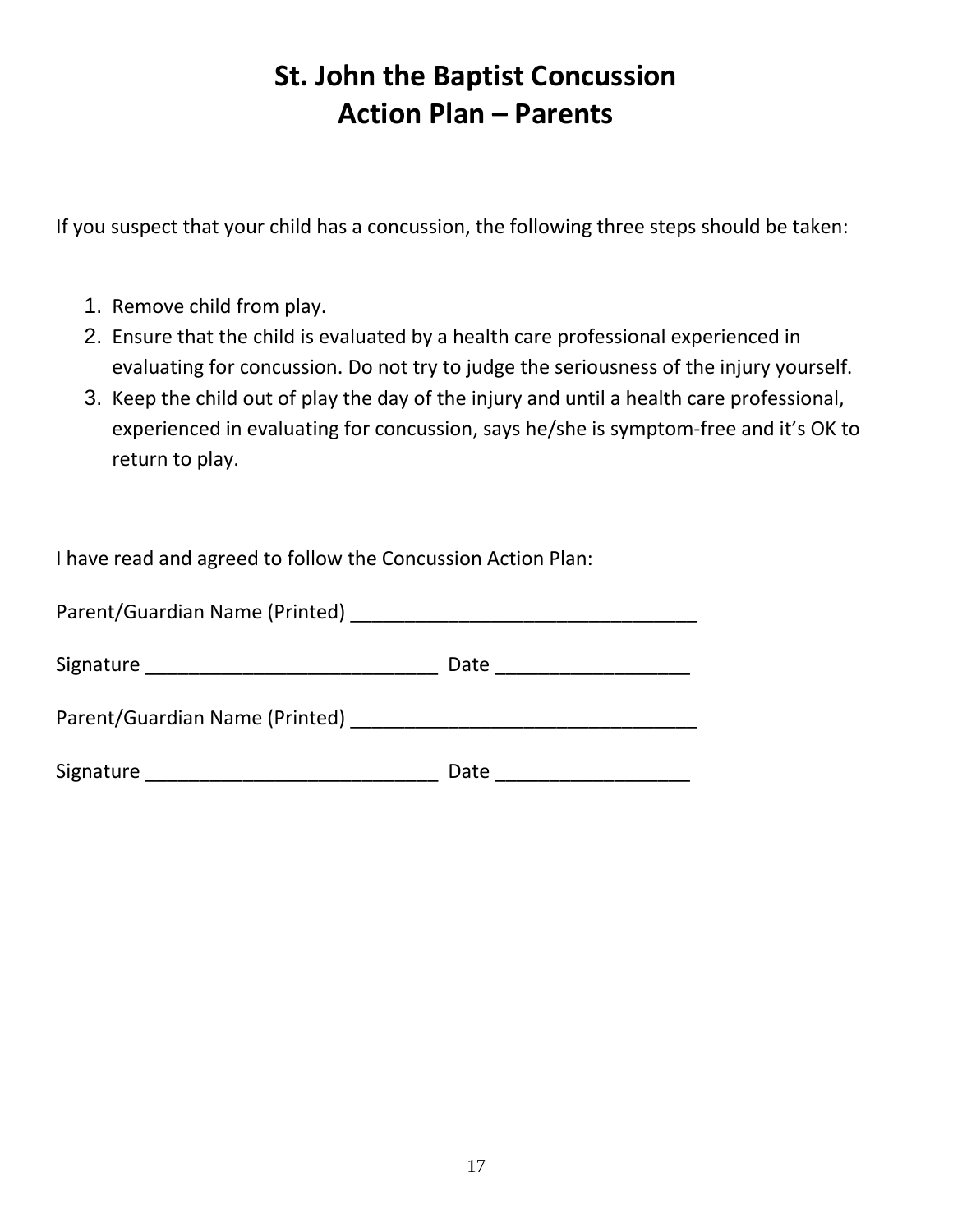# St. John the Baptist Concussion Action Plan – Parents

If you suspect that your child has a concussion, the following three steps should be taken:

1. Remove child from play.
2. Ensure that the child is evaluated by a health care professional experienced in evaluating for concussion. Do not try to judge the seriousness of the injury yourself.
3. Keep the child out of play the day of the injury and until a health care professional, experienced in evaluating for concussion, says he/she is symptom-free and it's OK to return to play.

I have read and agreed to follow the Concussion Action Plan:

Parent/Guardian Name (Printed) ________________________________

Signature ___________________________ Date __________________

Parent/Guardian Name (Printed) ________________________________

Signature ___________________________ Date __________________